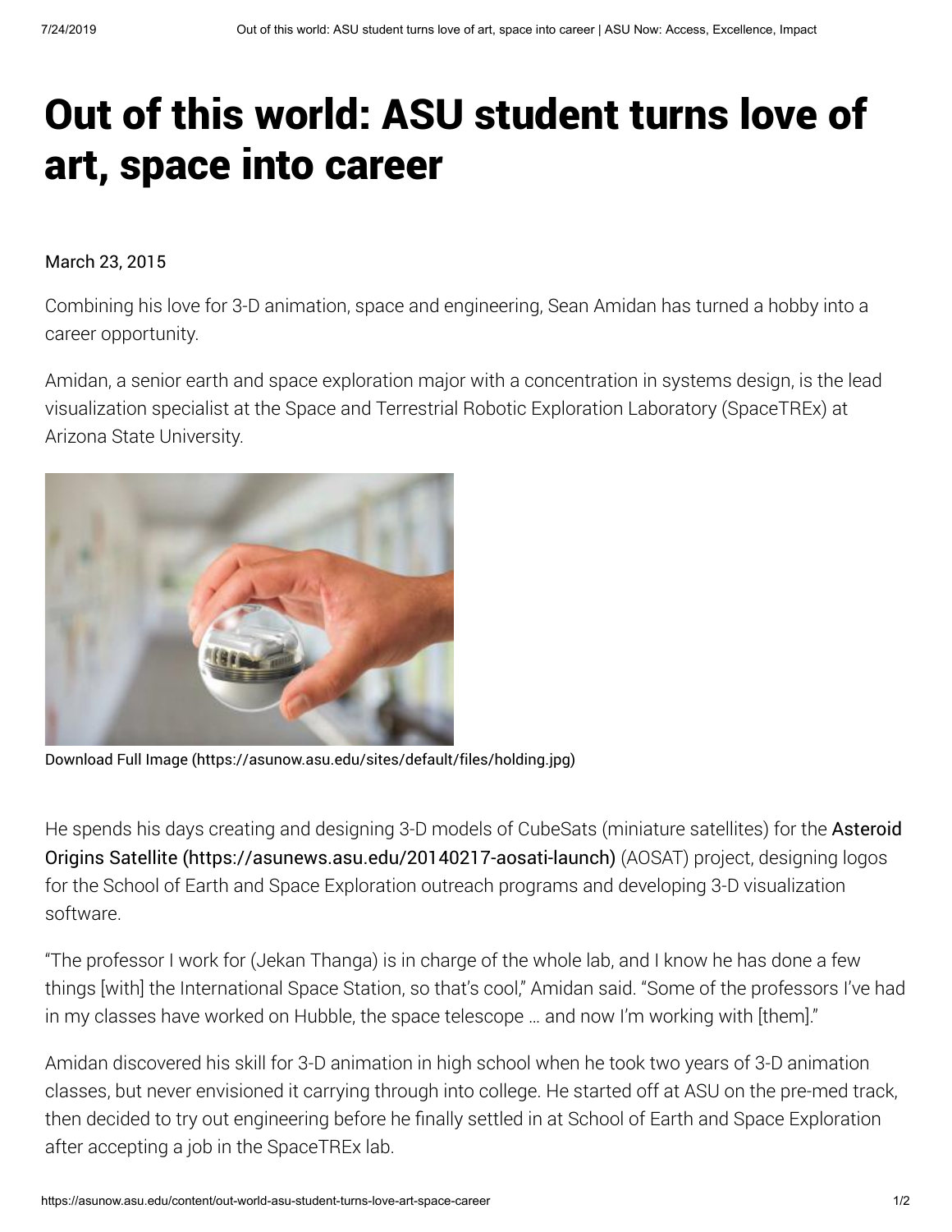# Out of this world: ASU student turns love of art, space into career

March 23, 2015

Combining his love for 3-D animation, space and engineering, Sean Amidan has turned a hobby into a career opportunity.

Amidan, a senior earth and space exploration major with a concentration in systems design, is the lead visualization specialist at the Space and Terrestrial Robotic Exploration Laboratory (SpaceTREx) at Arizona State University.

Download Full Image (https://asunow.asu.edu/sites/default/files/holding.jpg)

He spends his days creating and designing 3-D models of CubeSats (miniature satellites) for the Asteroid Origins Satellite (https://asunews.asu.edu/20140217-aosati-launch) (AOSAT) project, designing logos for the School of Earth and Space Exploration outreach programs and developing 3-D visualization software.

"The professor I work for (Jekan Thanga) is in charge of the whole lab, and I know he has done a few things [with] the International Space Station, so that's cool," Amidan said. "Some of the professors I've had in my classes have worked on Hubble, the space telescope … and now I'm working with [them]."

Amidan discovered his skill for 3-D animation in high school when he took two years of 3-D animation classes, but never envisioned it carrying through into college. He started off at ASU on the pre-med track, then decided to try out engineering before he finally settled in at School of Earth and Space Exploration after accepting a job in the SpaceTREx lab.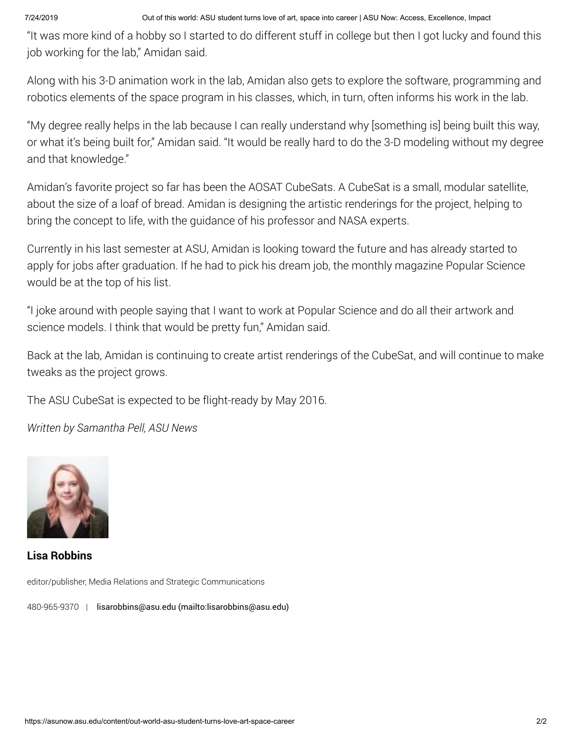"It was more kind of a hobby so I started to do different stuff in college but then I got lucky and found this job working for the lab," Amidan said.

Along with his 3-D animation work in the lab, Amidan also gets to explore the software, programming and robotics elements of the space program in his classes, which, in turn, often informs his work in the lab.

"My degree really helps in the lab because I can really understand why [something is] being built this way, or what it's being built for," Amidan said. "It would be really hard to do the 3-D modeling without my degree and that knowledge."

Amidan's favorite project so far has been the AOSAT CubeSats. A CubeSat is a small, modular satellite, about the size of a loaf of bread. Amidan is designing the artistic renderings for the project, helping to bring the concept to life, with the guidance of his professor and NASA experts.

Currently in his last semester at ASU, Amidan is looking toward the future and has already started to apply for jobs after graduation. If he had to pick his dream job, the monthly magazine Popular Science would be at the top of his list.

"I joke around with people saying that I want to work at Popular Science and do all their artwork and science models. I think that would be pretty fun," Amidan said.

Back at the lab, Amidan is continuing to create artist renderings of the CubeSat, and will continue to make tweaks as the project grows.

The ASU CubeSat is expected to be flight-ready by May 2016.

*Written by Samantha Pell, ASU News*

**Lisa Robbins**

editor/publisher, Media Relations and Strategic Communications

480-965-9370 | lisarobbins@asu.edu (mailto:lisarobbins@asu.edu)